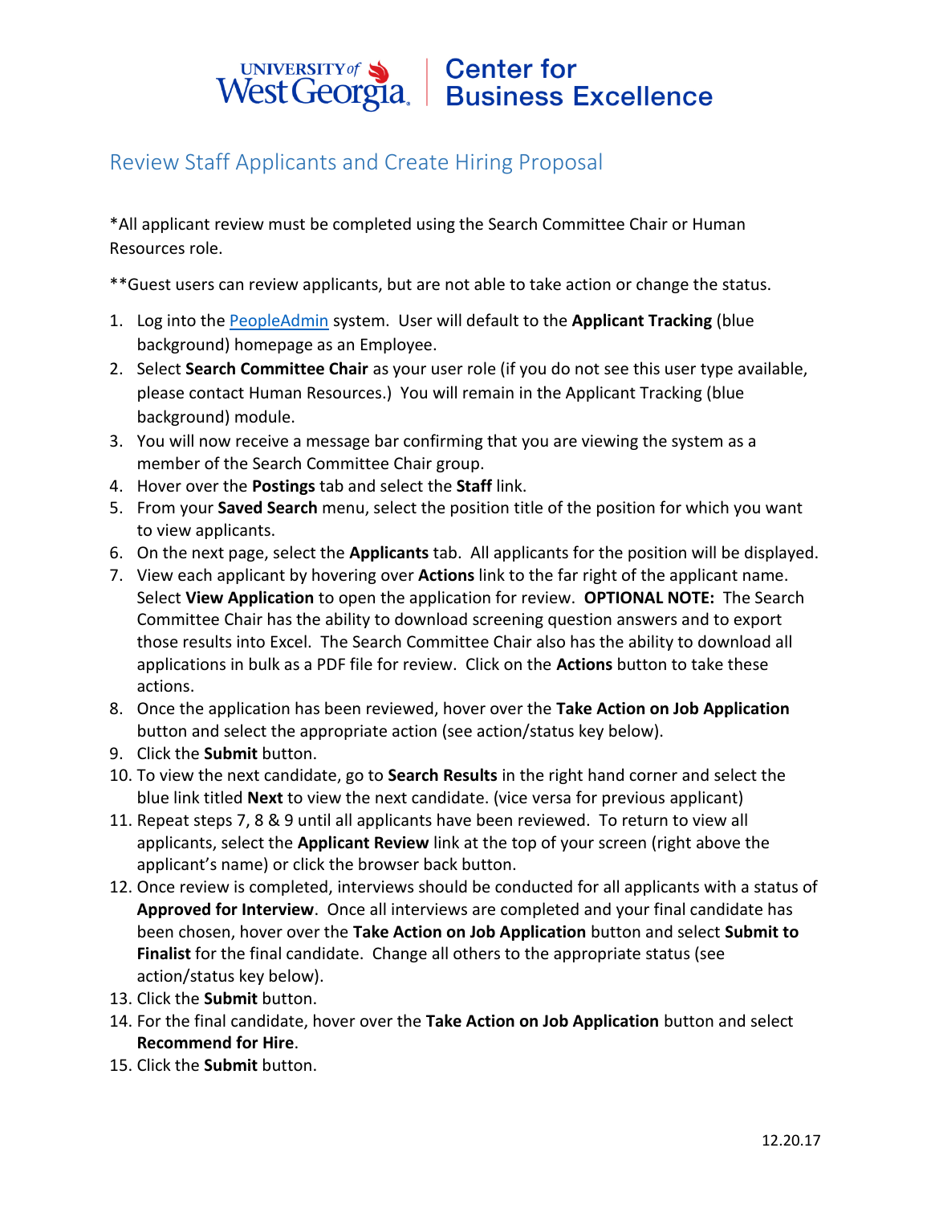University of West Georgia | Center for Business Excellence

## Review Staff Applicants and Create Hiring Proposal

*All applicant review must be completed using the Search Committee Chair or Human Resources role.

**Guest users can review applicants, but are not able to take action or change the status.

1. Log into the PeopleAdmin system. User will default to the **Applicant Tracking** (blue background) homepage as an Employee.
2. Select **Search Committee Chair** as your user role (if you do not see this user type available, please contact Human Resources.) You will remain in the Applicant Tracking (blue background) module.
3. You will now receive a message bar confirming that you are viewing the system as a member of the Search Committee Chair group.
4. Hover over the **Postings** tab and select the **Staff** link.
5. From your **Saved Search** menu, select the position title of the position for which you want to view applicants.
6. On the next page, select the **Applicants** tab. All applicants for the position will be displayed.
7. View each applicant by hovering over **Actions** link to the far right of the applicant name. Select **View Application** to open the application for review. **OPTIONAL NOTE:** The Search Committee Chair has the ability to download screening question answers and to export those results into Excel. The Search Committee Chair also has the ability to download all applications in bulk as a PDF file for review. Click on the **Actions** button to take these actions.
8. Once the application has been reviewed, hover over the **Take Action on Job Application** button and select the appropriate action (see action/status key below).
9. Click the **Submit** button.
10. To view the next candidate, go to **Search Results** in the right hand corner and select the blue link titled **Next** to view the next candidate. (vice versa for previous applicant)
11. Repeat steps 7, 8 & 9 until all applicants have been reviewed. To return to view all applicants, select the **Applicant Review** link at the top of your screen (right above the applicant's name) or click the browser back button.
12. Once review is completed, interviews should be conducted for all applicants with a status of **Approved for Interview**. Once all interviews are completed and your final candidate has been chosen, hover over the **Take Action on Job Application** button and select **Submit to Finalist** for the final candidate. Change all others to the appropriate status (see action/status key below).
13. Click the **Submit** button.
14. For the final candidate, hover over the **Take Action on Job Application** button and select **Recommend for Hire**.
15. Click the **Submit** button.

12.20.17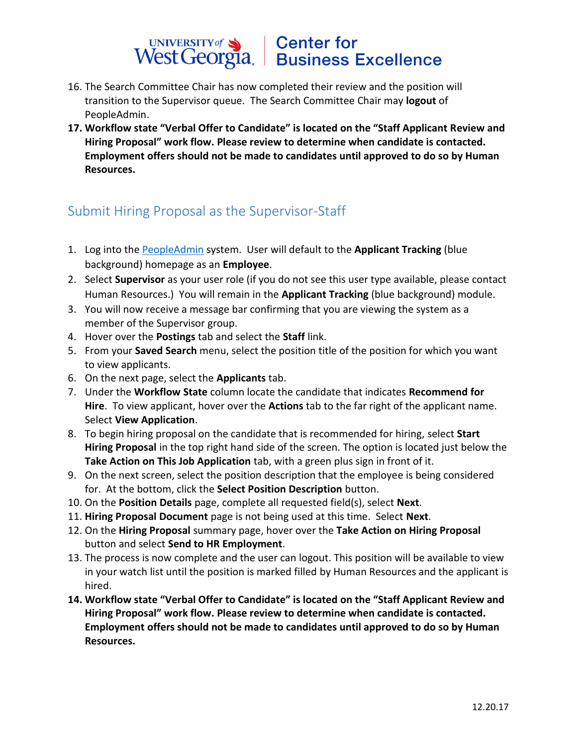16. The Search Committee Chair has now completed their review and the position will transition to the Supervisor queue. The Search Committee Chair may **logout** of PeopleAdmin.
17. **Workflow state "Verbal Offer to Candidate" is located on the "Staff Applicant Review and Hiring Proposal" work flow. Please review to determine when candidate is contacted. Employment offers should not be made to candidates until approved to do so by Human Resources.**

## Submit Hiring Proposal as the Supervisor-Staff

1. Log into the PeopleAdmin system. User will default to the **Applicant Tracking** (blue background) homepage as an **Employee**.
2. Select **Supervisor** as your user role (if you do not see this user type available, please contact Human Resources.) You will remain in the **Applicant Tracking** (blue background) module.
3. You will now receive a message bar confirming that you are viewing the system as a member of the Supervisor group.
4. Hover over the **Postings** tab and select the **Staff** link.
5. From your **Saved Search** menu, select the position title of the position for which you want to view applicants.
6. On the next page, select the **Applicants** tab.
7. Under the **Workflow State** column locate the candidate that indicates **Recommend for Hire**. To view applicant, hover over the **Actions** tab to the far right of the applicant name. Select **View Application**.
8. To begin hiring proposal on the candidate that is recommended for hiring, select **Start Hiring Proposal** in the top right hand side of the screen. The option is located just below the **Take Action on This Job Application** tab, with a green plus sign in front of it.
9. On the next screen, select the position description that the employee is being considered for. At the bottom, click the **Select Position Description** button.
10. On the **Position Details** page, complete all requested field(s), select **Next**.
11. **Hiring Proposal Document** page is not being used at this time. Select **Next**.
12. On the **Hiring Proposal** summary page, hover over the **Take Action on Hiring Proposal** button and select **Send to HR Employment**.
13. The process is now complete and the user can logout. This position will be available to view in your watch list until the position is marked filled by Human Resources and the applicant is hired.
14. **Workflow state "Verbal Offer to Candidate" is located on the "Staff Applicant Review and Hiring Proposal" work flow. Please review to determine when candidate is contacted. Employment offers should not be made to candidates until approved to do so by Human Resources.**

12.20.17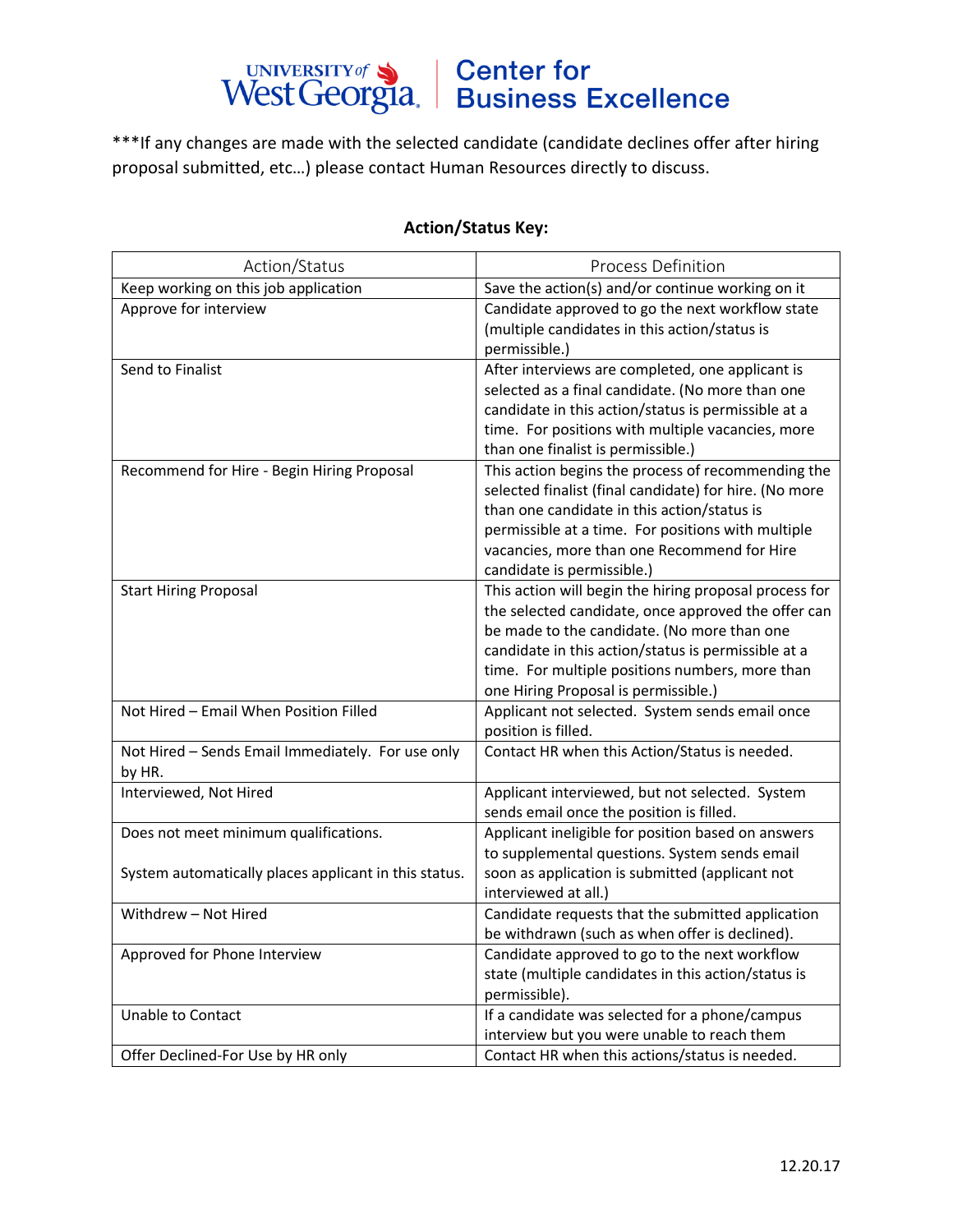***If any changes are made with the selected candidate (candidate declines offer after hiring proposal submitted, etc…) please contact Human Resources directly to discuss.

**Action/Status Key:**

| Action/Status | Process Definition |
|---|---|
| Keep working on this job application | Save the action(s) and/or continue working on it |
| Approve for interview | Candidate approved to go the next workflow state (multiple candidates in this action/status is permissible.) |
| Send to Finalist | After interviews are completed, one applicant is selected as a final candidate. (No more than one candidate in this action/status is permissible at a time. For positions with multiple vacancies, more than one finalist is permissible.) |
| Recommend for Hire - Begin Hiring Proposal | This action begins the process of recommending the selected finalist (final candidate) for hire. (No more than one candidate in this action/status is permissible at a time. For positions with multiple vacancies, more than one Recommend for Hire candidate is permissible.) |
| Start Hiring Proposal | This action will begin the hiring proposal process for the selected candidate, once approved the offer can be made to the candidate. (No more than one candidate in this action/status is permissible at a time. For multiple positions numbers, more than one Hiring Proposal is permissible.) |
| Not Hired – Email When Position Filled | Applicant not selected. System sends email once position is filled. |
| Not Hired – Sends Email Immediately. For use only by HR. | Contact HR when this Action/Status is needed. |
| Interviewed, Not Hired | Applicant interviewed, but not selected. System sends email once the position is filled. |
| Does not meet minimum qualifications.<br><br>System automatically places applicant in this status. | Applicant ineligible for position based on answers to supplemental questions. System sends email soon as application is submitted (applicant not interviewed at all.) |
| Withdrew – Not Hired | Candidate requests that the submitted application be withdrawn (such as when offer is declined). |
| Approved for Phone Interview | Candidate approved to go to the next workflow state (multiple candidates in this action/status is permissible). |
| Unable to Contact | If a candidate was selected for a phone/campus interview but you were unable to reach them |
| Offer Declined-For Use by HR only | Contact HR when this actions/status is needed. |

12.20.17